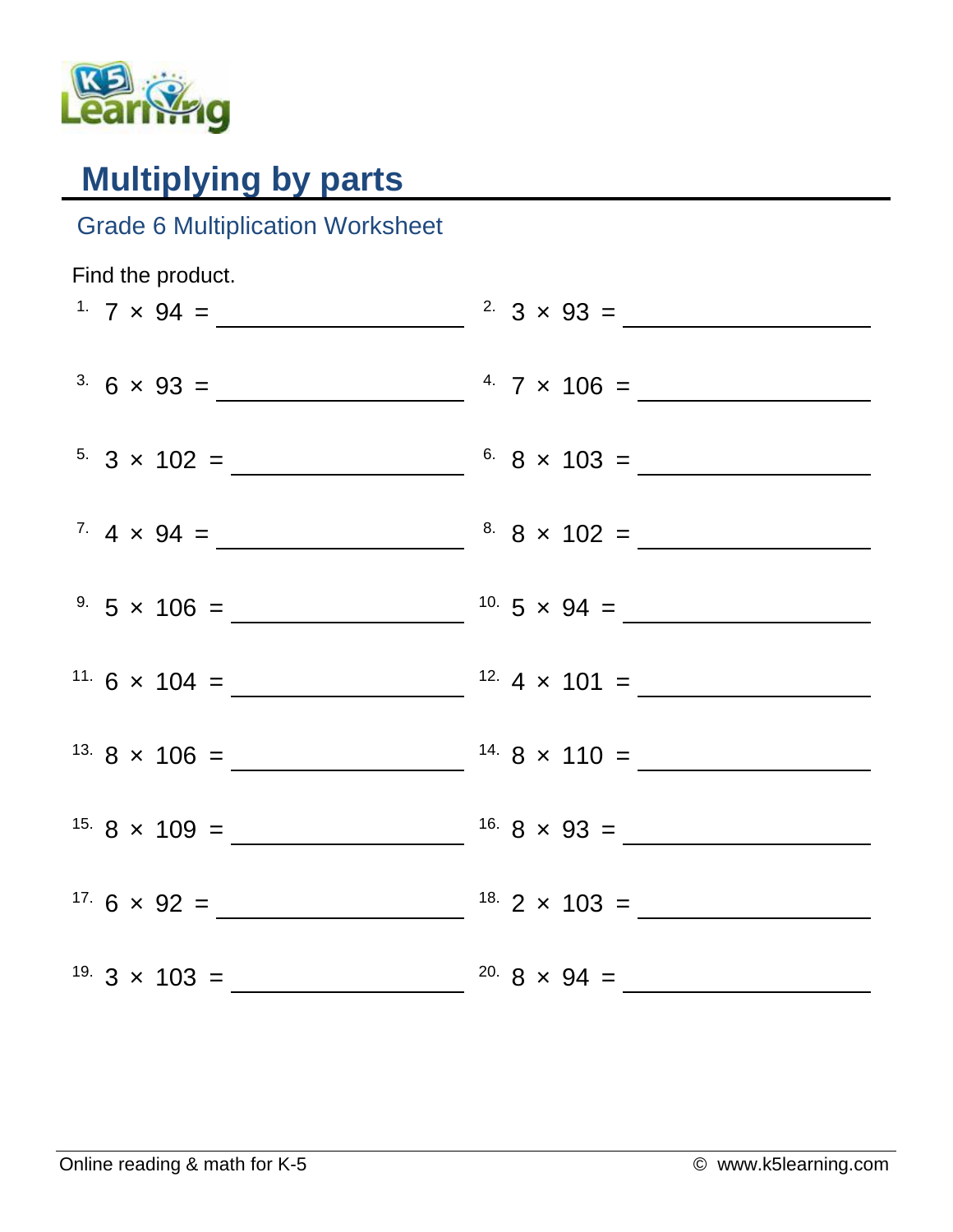# Multiplying by parts

## Grade 6 Multiplication Worksheet

Find the product.

1. $7 \times 94 =$ ______
2. $3 \times 93 =$ ______
3. $6 \times 93 =$ ______
4. $7 \times 106 =$ ______
5. $3 \times 102 =$ ______
6. $8 \times 103 =$ ______
7. $4 \times 94 =$ ______
8. $8 \times 102 =$ ______
9. $5 \times 106 =$ ______
10. $5 \times 94 =$ ______
11. $6 \times 104 =$ ______
12. $4 \times 101 =$ ______
13. $8 \times 106 =$ ______
14. $8 \times 110 =$ ______
15. $8 \times 109 =$ ______
16. $8 \times 93 =$ ______
17. $6 \times 92 =$ ______
18. $2 \times 103 =$ ______
19. $3 \times 103 =$ ______
20. $8 \times 94 =$ ______

Online reading & math for K-5 © www.k5learning.com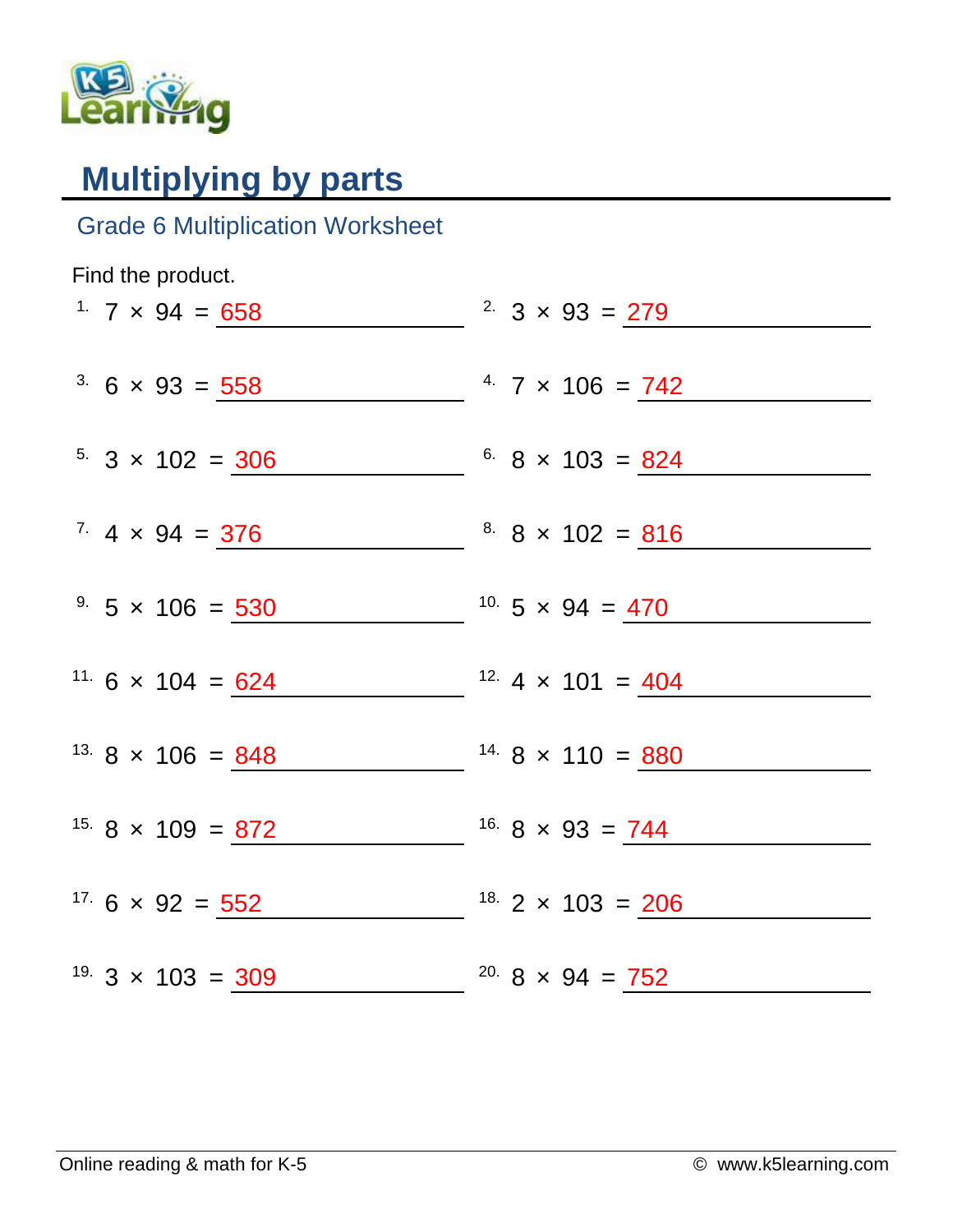# Multiplying by parts

## Grade 6 Multiplication Worksheet

Find the product.

1. $7 \times 94 = 658$
2. $3 \times 93 = 279$
3. $6 \times 93 = 558$
4. $7 \times 106 = 742$
5. $3 \times 102 = 306$
6. $8 \times 103 = 824$
7. $4 \times 94 = 376$
8. $8 \times 102 = 816$
9. $5 \times 106 = 530$
10. $5 \times 94 = 470$
11. $6 \times 104 = 624$
12. $4 \times 101 = 404$
13. $8 \times 106 = 848$
14. $8 \times 110 = 880$
15. $8 \times 109 = 872$
16. $8 \times 93 = 744$
17. $6 \times 92 = 552$
18. $2 \times 103 = 206$
19. $3 \times 103 = 309$
20. $8 \times 94 = 752$